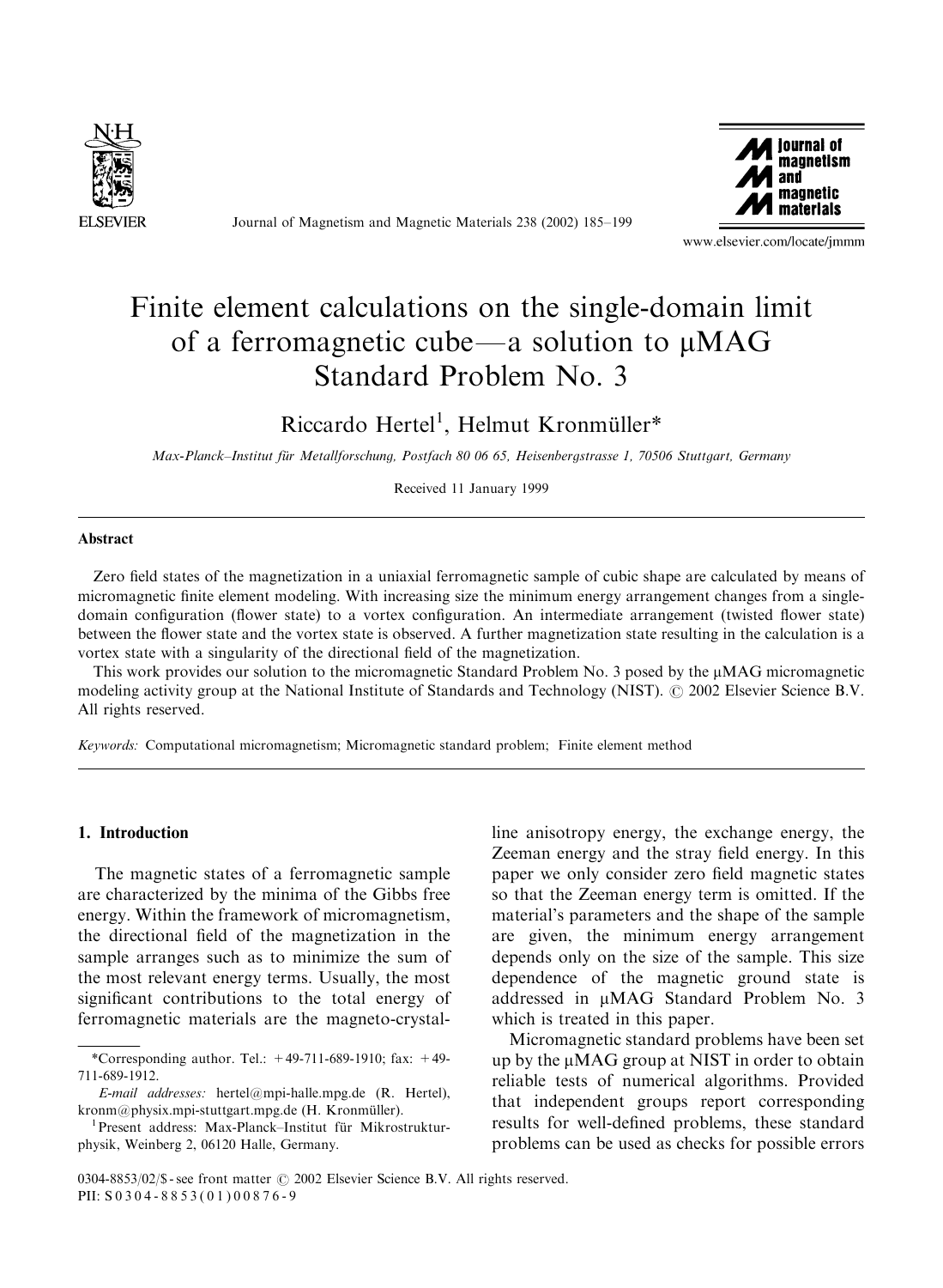# Finite element calculations on the single-domain limit of a ferromagnetic cube—a solution to μMAG Standard Problem No. 3

Riccardo Hertel[1], Helmut Kronmüller*

*Max-Planck–Institut für Metallforschung, Postfach 80 06 65, Heisenbergstrasse 1, 70506 Stuttgart, Germany*

Received 11 January 1999

## Abstract

Zero field states of the magnetization in a uniaxial ferromagnetic sample of cubic shape are calculated by means of micromagnetic finite element modeling. With increasing size the minimum energy arrangement changes from a single-domain configuration (flower state) to a vortex configuration. An intermediate arrangement (twisted flower state) between the flower state and the vortex state is observed. A further magnetization state resulting in the calculation is a vortex state with a singularity of the directional field of the magnetization.

This work provides our solution to the micromagnetic Standard Problem No. 3 posed by the μMAG micromagnetic modeling activity group at the National Institute of Standards and Technology (NIST). © 2002 Elsevier Science B.V. All rights reserved.

*Keywords:* Computational micromagnetism; Micromagnetic standard problem; Finite element method

## 1. Introduction

The magnetic states of a ferromagnetic sample are characterized by the minima of the Gibbs free energy. Within the framework of micromagnetism, the directional field of the magnetization in the sample arranges such as to minimize the sum of the most relevant energy terms. Usually, the most significant contributions to the total energy of ferromagnetic materials are the magneto-crystalline anisotropy energy, the exchange energy, the Zeeman energy and the stray field energy. In this paper we only consider zero field magnetic states so that the Zeeman energy term is omitted. If the material's parameters and the shape of the sample are given, the minimum energy arrangement depends only on the size of the sample. This size dependence of the magnetic ground state is addressed in μMAG Standard Problem No. 3 which is treated in this paper.

Micromagnetic standard problems have been set up by the μMAG group at NIST in order to obtain reliable tests of numerical algorithms. Provided that independent groups report corresponding results for well-defined problems, these standard problems can be used as checks for possible errors

---

*Corresponding author. Tel.: +49-711-689-1910; fax: +49-711-689-1912.

*E-mail addresses:* hertel@mpi-halle.mpg.de (R. Hertel), kronm@physix.mpi-stuttgart.mpg.de (H. Kronmüller).

[1] Present address: Max-Planck–Institut für Mikrostrukturphysik, Weinberg 2, 06120 Halle, Germany.

0304-8853/02/$ - see front matter © 2002 Elsevier Science B.V. All rights reserved.
PII: S0304-8853(01)00876-9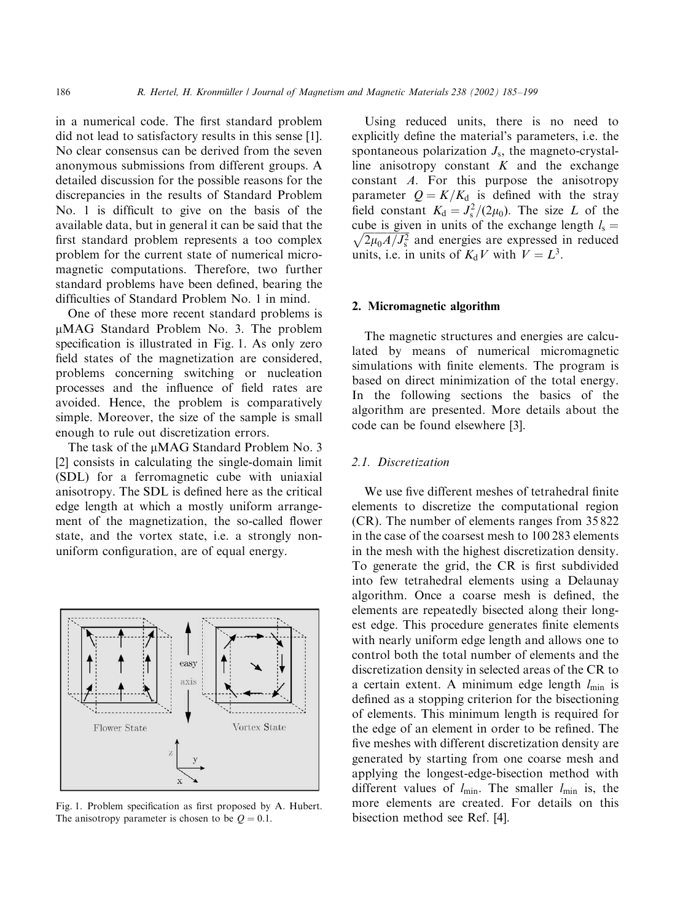in a numerical code. The first standard problem did not lead to satisfactory results in this sense [1]. No clear consensus can be derived from the seven anonymous submissions from different groups. A detailed discussion for the possible reasons for the discrepancies in the results of Standard Problem No. 1 is difficult to give on the basis of the available data, but in general it can be said that the first standard problem represents a too complex problem for the current state of numerical micromagnetic computations. Therefore, two further standard problems have been defined, bearing the difficulties of Standard Problem No. 1 in mind.

One of these more recent standard problems is μMAG Standard Problem No. 3. The problem specification is illustrated in Fig. 1. As only zero field states of the magnetization are considered, problems concerning switching or nucleation processes and the influence of field rates are avoided. Hence, the problem is comparatively simple. Moreover, the size of the sample is small enough to rule out discretization errors.

The task of the μMAG Standard Problem No. 3 [2] consists in calculating the single-domain limit (SDL) for a ferromagnetic cube with uniaxial anisotropy. The SDL is defined here as the critical edge length at which a mostly uniform arrangement of the magnetization, the so-called flower state, and the vortex state, i.e. a strongly non-uniform configuration, are of equal energy.

Fig. 1. Problem specification as first proposed by A. Hubert. The anisotropy parameter is chosen to be $Q = 0.1$.

Using reduced units, there is no need to explicitly define the material's parameters, i.e. the spontaneous polarization $J_s$, the magneto-crystalline anisotropy constant $K$ and the exchange constant $A$. For this purpose the anisotropy parameter $Q = K/K_d$ is defined with the stray field constant $K_d = J_s^2/(2\mu_0)$. The size $L$ of the cube is given in units of the exchange length $l_s = \sqrt{2\mu_0 A/J_s^2}$ and energies are expressed in reduced units, i.e. in units of $K_d V$ with $V = L^3$.

## 2. Micromagnetic algorithm

The magnetic structures and energies are calculated by means of numerical micromagnetic simulations with finite elements. The program is based on direct minimization of the total energy. In the following sections the basics of the algorithm are presented. More details about the code can be found elsewhere [3].

### 2.1. Discretization

We use five different meshes of tetrahedral finite elements to discretize the computational region (CR). The number of elements ranges from 35 822 in the case of the coarsest mesh to 100 283 elements in the mesh with the highest discretization density. To generate the grid, the CR is first subdivided into few tetrahedral elements using a Delaunay algorithm. Once a coarse mesh is defined, the elements are repeatedly bisected along their longest edge. This procedure generates finite elements with nearly uniform edge length and allows one to control both the total number of elements and the discretization density in selected areas of the CR to a certain extent. A minimum edge length $l_{min}$ is defined as a stopping criterion for the bisectioning of elements. This minimum length is required for the edge of an element in order to be refined. The five meshes with different discretization density are generated by starting from one coarse mesh and applying the longest-edge-bisection method with different values of $l_{min}$. The smaller $l_{min}$ is, the more elements are created. For details on this bisection method see Ref. [4].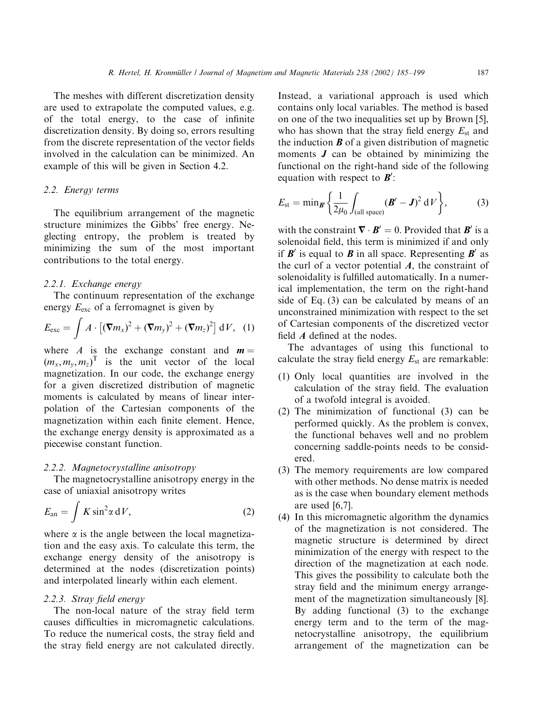The meshes with different discretization density are used to extrapolate the computed values, e.g. of the total energy, to the case of infinite discretization density. By doing so, errors resulting from the discrete representation of the vector fields involved in the calculation can be minimized. An example of this will be given in Section 4.2.

### 2.2. Energy terms

The equilibrium arrangement of the magnetic structure minimizes the Gibbs' free energy. Neglecting entropy, the problem is treated by minimizing the sum of the most important contributions to the total energy.

#### 2.2.1. Exchange energy

The continuum representation of the exchange energy $E_{\mathrm{exc}}$ of a ferromagnet is given by

$$E_{\mathrm{exc}} = \int A \cdot \left[(\nabla m_x)^2 + (\nabla m_y)^2 + (\nabla m_z)^2\right] \mathrm{d}V, \quad (1)$$

where $A$ is the exchange constant and $\boldsymbol{m} = (m_x, m_y, m_z)^{\mathrm{T}}$ is the unit vector of the local magnetization. In our code, the exchange energy for a given discretized distribution of magnetic moments is calculated by means of linear interpolation of the Cartesian components of the magnetization within each finite element. Hence, the exchange energy density is approximated as a piecewise constant function.

#### 2.2.2. Magnetocrystalline anisotropy

The magnetocrystalline anisotropy energy in the case of uniaxial anisotropy writes

$$E_{\mathrm{an}} = \int K \sin^2\alpha \, \mathrm{d}V, \quad (2)$$

where $\alpha$ is the angle between the local magnetization and the easy axis. To calculate this term, the exchange energy density of the anisotropy is determined at the nodes (discretization points) and interpolated linearly within each element.

#### 2.2.3. Stray field energy

The non-local nature of the stray field term causes difficulties in micromagnetic calculations. To reduce the numerical costs, the stray field and the stray field energy are not calculated directly. Instead, a variational approach is used which contains only local variables. The method is based on one of the two inequalities set up by Brown [5], who has shown that the stray field energy $E_{\mathrm{st}}$ and the induction $\boldsymbol{B}$ of a given distribution of magnetic moments $\boldsymbol{J}$ can be obtained by minimizing the functional on the right-hand side of the following equation with respect to $\boldsymbol{B}'$:

$$E_{\mathrm{st}} = \min_{\boldsymbol{B}'} \left\{ \frac{1}{2\mu_0} \int_{(\text{all space})} (\boldsymbol{B}' - \boldsymbol{J})^2 \, \mathrm{d}V \right\}, \quad (3)$$

with the constraint $\nabla \cdot \boldsymbol{B}' = 0$. Provided that $\boldsymbol{B}'$ is a solenoidal field, this term is minimized if and only if $\boldsymbol{B}'$ is equal to $\boldsymbol{B}$ in all space. Representing $\boldsymbol{B}'$ as the curl of a vector potential $\boldsymbol{A}$, the constraint of solenoidality is fulfilled automatically. In a numerical implementation, the term on the right-hand side of Eq. (3) can be calculated by means of an unconstrained minimization with respect to the set of Cartesian components of the discretized vector field $\boldsymbol{A}$ defined at the nodes.

The advantages of using this functional to calculate the stray field energy $E_{\mathrm{st}}$ are remarkable:

(1) Only local quantities are involved in the calculation of the stray field. The evaluation of a twofold integral is avoided.
(2) The minimization of functional (3) can be performed quickly. As the problem is convex, the functional behaves well and no problem concerning saddle-points needs to be considered.
(3) The memory requirements are low compared with other methods. No dense matrix is needed as is the case when boundary element methods are used [6,7].
(4) In this micromagnetic algorithm the dynamics of the magnetization is not considered. The magnetic structure is determined by direct minimization of the energy with respect to the direction of the magnetization at each node. This gives the possibility to calculate both the stray field and the minimum energy arrangement of the magnetization simultaneously [8]. By adding functional (3) to the exchange energy term and to the term of the magnetocrystalline anisotropy, the equilibrium arrangement of the magnetization can be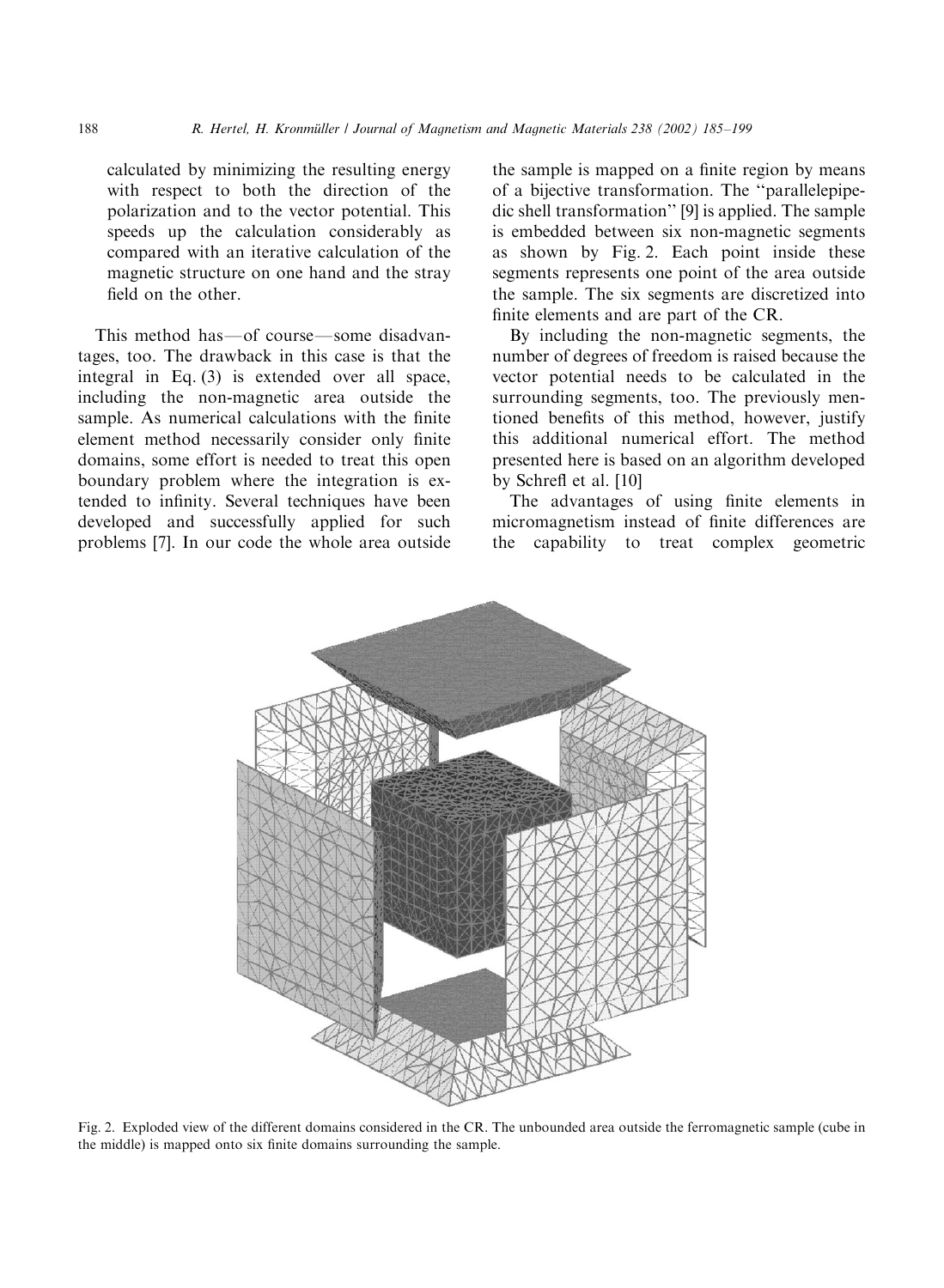calculated by minimizing the resulting energy with respect to both the direction of the polarization and to the vector potential. This speeds up the calculation considerably as compared with an iterative calculation of the magnetic structure on one hand and the stray field on the other.

This method has—of course—some disadvantages, too. The drawback in this case is that the integral in Eq. (3) is extended over all space, including the non-magnetic area outside the sample. As numerical calculations with the finite element method necessarily consider only finite domains, some effort is needed to treat this open boundary problem where the integration is extended to infinity. Several techniques have been developed and successfully applied for such problems [7]. In our code the whole area outside the sample is mapped on a finite region by means of a bijective transformation. The "parallelepipedic shell transformation" [9] is applied. The sample is embedded between six non-magnetic segments as shown by Fig. 2. Each point inside these segments represents one point of the area outside the sample. The six segments are discretized into finite elements and are part of the CR.

By including the non-magnetic segments, the number of degrees of freedom is raised because the vector potential needs to be calculated in the surrounding segments, too. The previously mentioned benefits of this method, however, justify this additional numerical effort. The method presented here is based on an algorithm developed by Schrefl et al. [10]

The advantages of using finite elements in micromagnetism instead of finite differences are the capability to treat complex geometric

Fig. 2. Exploded view of the different domains considered in the CR. The unbounded area outside the ferromagnetic sample (cube in the middle) is mapped onto six finite domains surrounding the sample.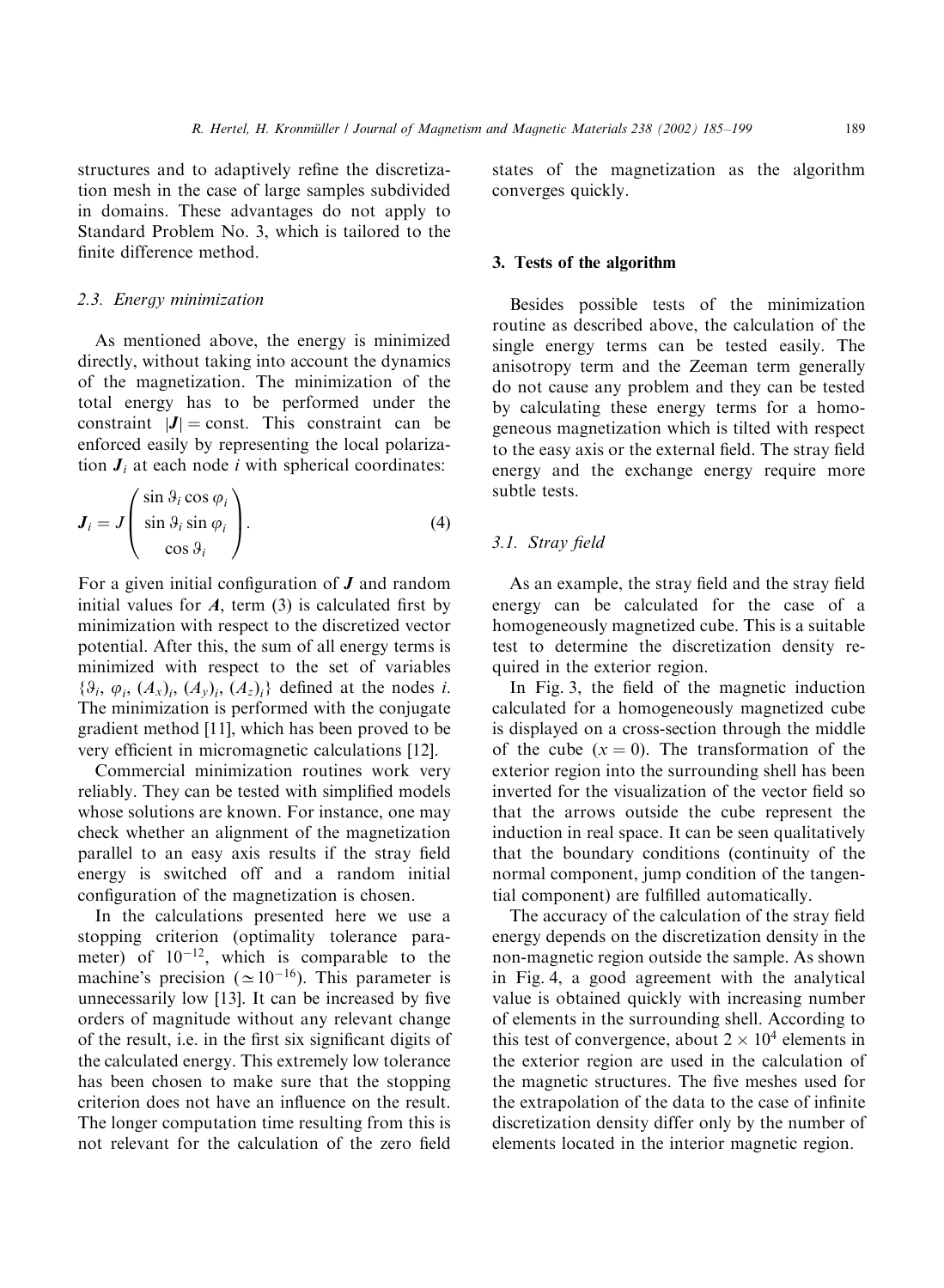structures and to adaptively refine the discretization mesh in the case of large samples subdivided in domains. These advantages do not apply to Standard Problem No. 3, which is tailored to the finite difference method.

### 2.3. Energy minimization

As mentioned above, the energy is minimized directly, without taking into account the dynamics of the magnetization. The minimization of the total energy has to be performed under the constraint $|\boldsymbol{J}| = \text{const.}$ This constraint can be enforced easily by representing the local polarization $\boldsymbol{J}_i$ at each node $i$ with spherical coordinates:

$$\boldsymbol{J}_i = J \begin{pmatrix} \sin \vartheta_i \cos \varphi_i \\ \sin \vartheta_i \sin \varphi_i \\ \cos \vartheta_i \end{pmatrix}. \tag{4}$$

For a given initial configuration of $\boldsymbol{J}$ and random initial values for $\boldsymbol{A}$, term (3) is calculated first by minimization with respect to the discretized vector potential. After this, the sum of all energy terms is minimized with respect to the set of variables $\{\vartheta_i, \varphi_i, (A_x)_i, (A_y)_i, (A_z)_i\}$ defined at the nodes $i$. The minimization is performed with the conjugate gradient method [11], which has been proved to be very efficient in micromagnetic calculations [12].

Commercial minimization routines work very reliably. They can be tested with simplified models whose solutions are known. For instance, one may check whether an alignment of the magnetization parallel to an easy axis results if the stray field energy is switched off and a random initial configuration of the magnetization is chosen.

In the calculations presented here we use a stopping criterion (optimality tolerance parameter) of $10^{-12}$, which is comparable to the machine's precision ($\simeq 10^{-16}$). This parameter is unnecessarily low [13]. It can be increased by five orders of magnitude without any relevant change of the result, i.e. in the first six significant digits of the calculated energy. This extremely low tolerance has been chosen to make sure that the stopping criterion does not have an influence on the result. The longer computation time resulting from this is not relevant for the calculation of the zero field states of the magnetization as the algorithm converges quickly.

## 3. Tests of the algorithm

Besides possible tests of the minimization routine as described above, the calculation of the single energy terms can be tested easily. The anisotropy term and the Zeeman term generally do not cause any problem and they can be tested by calculating these energy terms for a homogeneous magnetization which is tilted with respect to the easy axis or the external field. The stray field energy and the exchange energy require more subtle tests.

### 3.1. Stray field

As an example, the stray field and the stray field energy can be calculated for the case of a homogeneously magnetized cube. This is a suitable test to determine the discretization density required in the exterior region.

In Fig. 3, the field of the magnetic induction calculated for a homogeneously magnetized cube is displayed on a cross-section through the middle of the cube ($x = 0$). The transformation of the exterior region into the surrounding shell has been inverted for the visualization of the vector field so that the arrows outside the cube represent the induction in real space. It can be seen qualitatively that the boundary conditions (continuity of the normal component, jump condition of the tangential component) are fulfilled automatically.

The accuracy of the calculation of the stray field energy depends on the discretization density in the non-magnetic region outside the sample. As shown in Fig. 4, a good agreement with the analytical value is obtained quickly with increasing number of elements in the surrounding shell. According to this test of convergence, about $2 \times 10^4$ elements in the exterior region are used in the calculation of the magnetic structures. The five meshes used for the extrapolation of the data to the case of infinite discretization density differ only by the number of elements located in the interior magnetic region.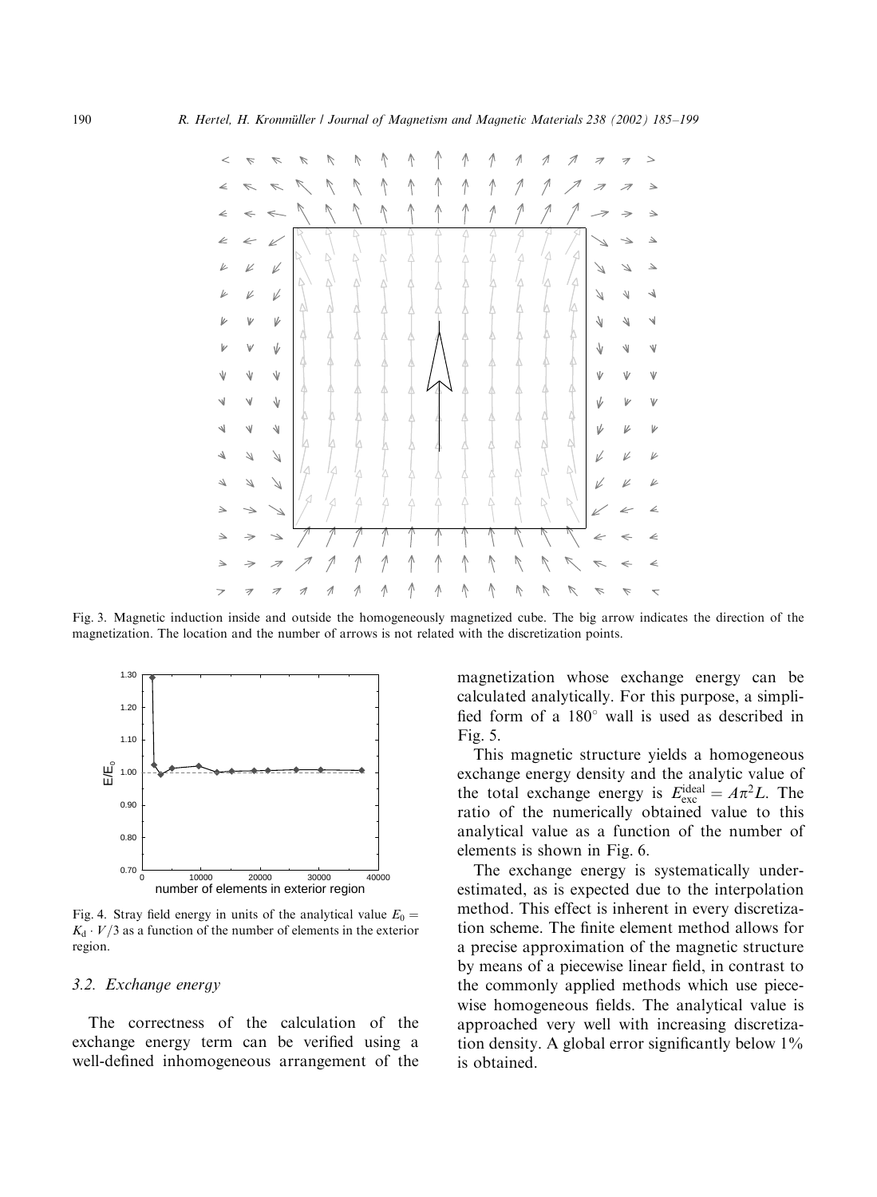Fig. 3. Magnetic induction inside and outside the homogeneously magnetized cube. The big arrow indicates the direction of the magnetization. The location and the number of arrows is not related with the discretization points.

Fig. 4. Stray field energy in units of the analytical value $E_0 = K_d \cdot V/3$ as a function of the number of elements in the exterior region.

### 3.2. Exchange energy

The correctness of the calculation of the exchange energy term can be verified using a well-defined inhomogeneous arrangement of the magnetization whose exchange energy can be calculated analytically. For this purpose, a simplified form of a 180° wall is used as described in Fig. 5.

This magnetic structure yields a homogeneous exchange energy density and the analytic value of the total exchange energy is $E_{\text{exc}}^{\text{ideal}} = A\pi^2 L$. The ratio of the numerically obtained value to this analytical value as a function of the number of elements is shown in Fig. 6.

The exchange energy is systematically underestimated, as is expected due to the interpolation method. This effect is inherent in every discretization scheme. The finite element method allows for a precise approximation of the magnetic structure by means of a piecewise linear field, in contrast to the commonly applied methods which use piecewise homogeneous fields. The analytical value is approached very well with increasing discretization density. A global error significantly below 1% is obtained.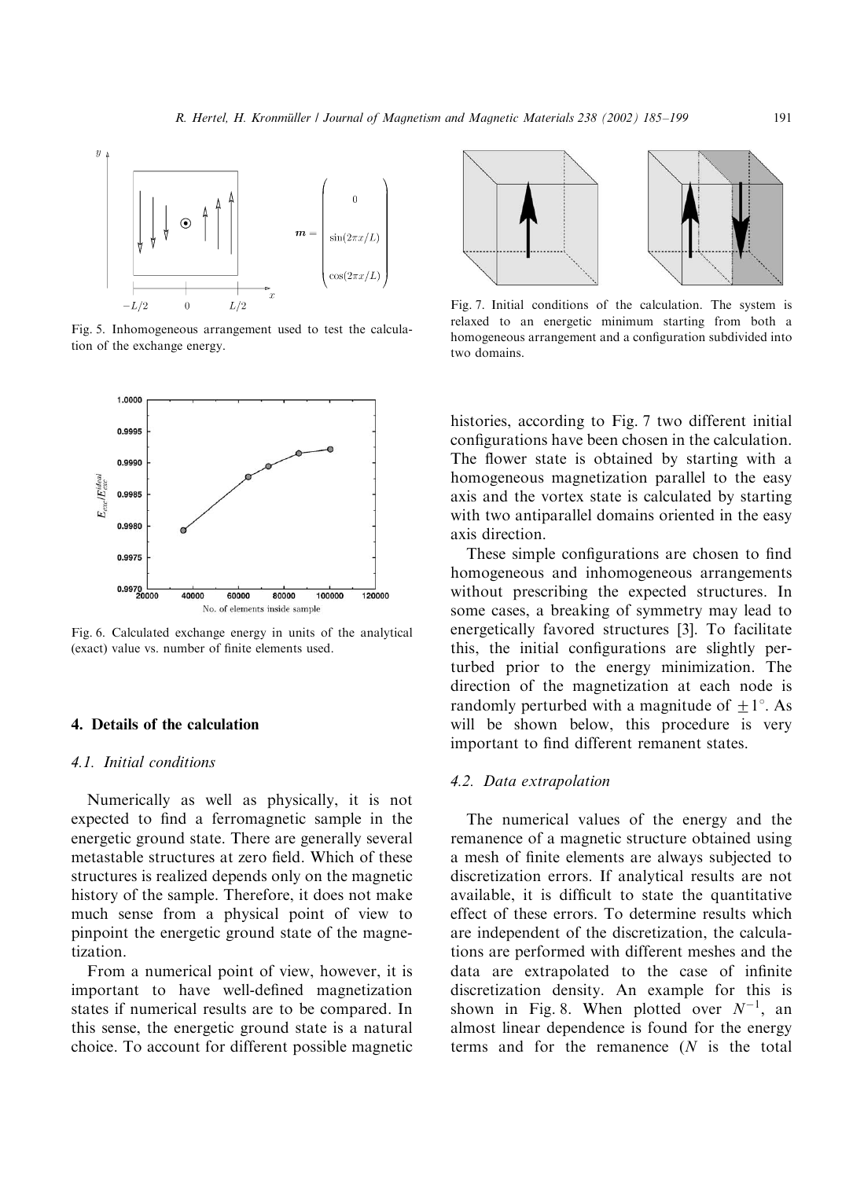$$
\boldsymbol{m} = \begin{pmatrix} 0 \\ \sin(2\pi x/L) \\ \cos(2\pi x/L) \end{pmatrix}
$$

Fig. 5. Inhomogeneous arrangement used to test the calculation of the exchange energy.

Fig. 6. Calculated exchange energy in units of the analytical (exact) value vs. number of finite elements used.

Fig. 7. Initial conditions of the calculation. The system is relaxed to an energetic minimum starting from both a homogeneous arrangement and a configuration subdivided into two domains.

## 4. Details of the calculation

### 4.1. Initial conditions

Numerically as well as physically, it is not expected to find a ferromagnetic sample in the energetic ground state. There are generally several metastable structures at zero field. Which of these structures is realized depends only on the magnetic history of the sample. Therefore, it does not make much sense from a physical point of view to pinpoint the energetic ground state of the magnetization.

From a numerical point of view, however, it is important to have well-defined magnetization states if numerical results are to be compared. In this sense, the energetic ground state is a natural choice. To account for different possible magnetic histories, according to Fig. 7 two different initial configurations have been chosen in the calculation. The flower state is obtained by starting with a homogeneous magnetization parallel to the easy axis and the vortex state is calculated by starting with two antiparallel domains oriented in the easy axis direction.

These simple configurations are chosen to find homogeneous and inhomogeneous arrangements without prescribing the expected structures. In some cases, a breaking of symmetry may lead to energetically favored structures [3]. To facilitate this, the initial configurations are slightly perturbed prior to the energy minimization. The direction of the magnetization at each node is randomly perturbed with a magnitude of $\pm 1^\circ$. As will be shown below, this procedure is very important to find different remanent states.

### 4.2. Data extrapolation

The numerical values of the energy and the remanence of a magnetic structure obtained using a mesh of finite elements are always subjected to discretization errors. If analytical results are not available, it is difficult to state the quantitative effect of these errors. To determine results which are independent of the discretization, the calculations are performed with different meshes and the data are extrapolated to the case of infinite discretization density. An example for this is shown in Fig. 8. When plotted over $N^{-1}$, an almost linear dependence is found for the energy terms and for the remanence ($N$ is the total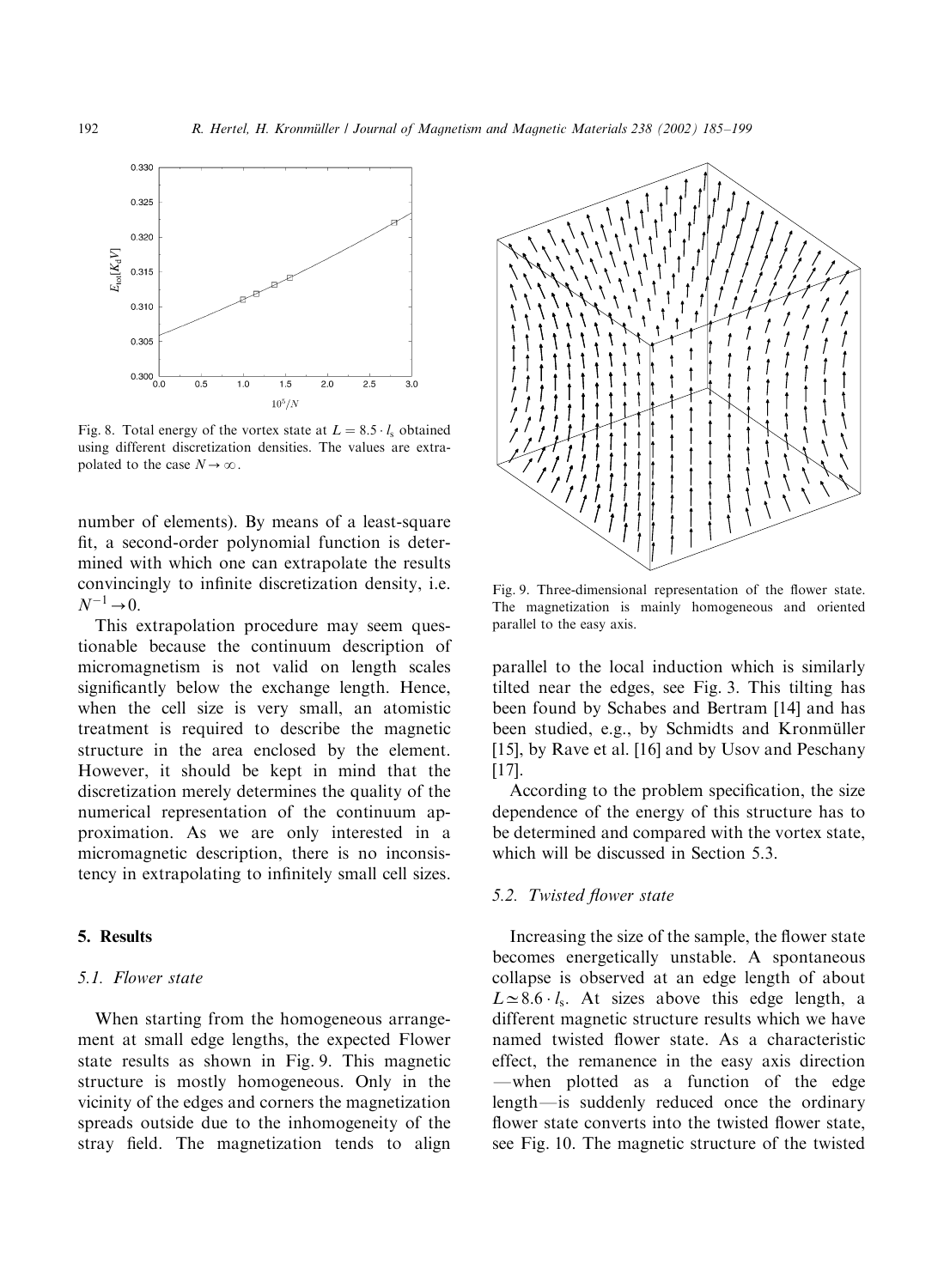Fig. 8. Total energy of the vortex state at $L = 8.5 \cdot l_s$ obtained using different discretization densities. The values are extrapolated to the case $N \to \infty$.

number of elements). By means of a least-square fit, a second-order polynomial function is determined with which one can extrapolate the results convincingly to infinite discretization density, i.e. $N^{-1} \to 0$.

This extrapolation procedure may seem questionable because the continuum description of micromagnetism is not valid on length scales significantly below the exchange length. Hence, when the cell size is very small, an atomistic treatment is required to describe the magnetic structure in the area enclosed by the element. However, it should be kept in mind that the discretization merely determines the quality of the numerical representation of the continuum approximation. As we are only interested in a micromagnetic description, there is no inconsistency in extrapolating to infinitely small cell sizes.

## 5. Results

### 5.1. Flower state

When starting from the homogeneous arrangement at small edge lengths, the expected Flower state results as shown in Fig. 9. This magnetic structure is mostly homogeneous. Only in the vicinity of the edges and corners the magnetization spreads outside due to the inhomogeneity of the stray field. The magnetization tends to align parallel to the local induction which is similarly tilted near the edges, see Fig. 3. This tilting has been found by Schabes and Bertram [14] and has been studied, e.g., by Schmidts and Kronmüller [15], by Rave et al. [16] and by Usov and Peschany [17].

Fig. 9. Three-dimensional representation of the flower state. The magnetization is mainly homogeneous and oriented parallel to the easy axis.

According to the problem specification, the size dependence of the energy of this structure has to be determined and compared with the vortex state, which will be discussed in Section 5.3.

### 5.2. Twisted flower state

Increasing the size of the sample, the flower state becomes energetically unstable. A spontaneous collapse is observed at an edge length of about $L \simeq 8.6 \cdot l_s$. At sizes above this edge length, a different magnetic structure results which we have named twisted flower state. As a characteristic effect, the remanence in the easy axis direction —when plotted as a function of the edge length—is suddenly reduced once the ordinary flower state converts into the twisted flower state, see Fig. 10. The magnetic structure of the twisted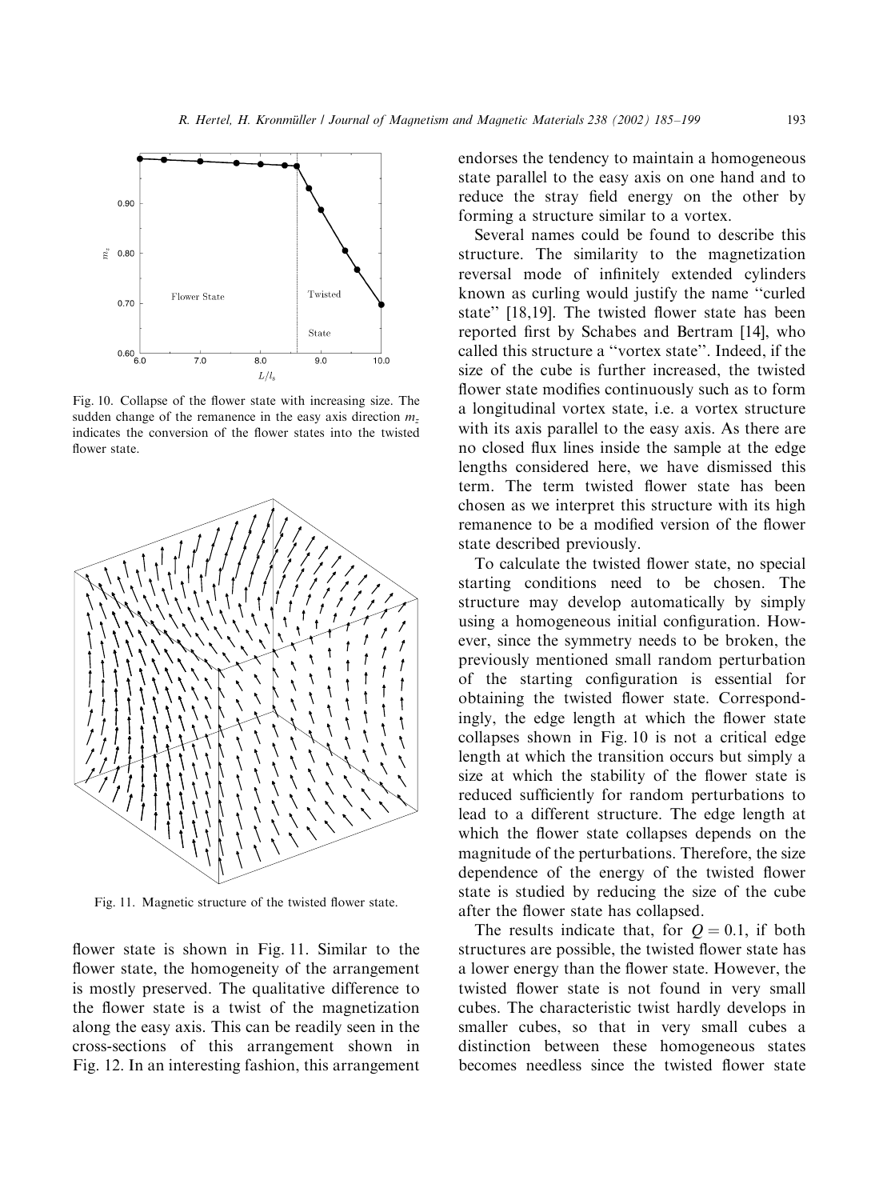0.90

$m_z$ 0.80

0.70

0.60

6.0 7.0 8.0 9.0 10.0

$L/l_s$

Flower State

Twisted

State

Fig. 10. Collapse of the flower state with increasing size. The sudden change of the remanence in the easy axis direction $m_z$ indicates the conversion of the flower states into the twisted flower state.

Fig. 11. Magnetic structure of the twisted flower state.

flower state is shown in Fig. 11. Similar to the flower state, the homogeneity of the arrangement is mostly preserved. The qualitative difference to the flower state is a twist of the magnetization along the easy axis. This can be readily seen in the cross-sections of this arrangement shown in Fig. 12. In an interesting fashion, this arrangement endorses the tendency to maintain a homogeneous state parallel to the easy axis on one hand and to reduce the stray field energy on the other by forming a structure similar to a vortex.

Several names could be found to describe this structure. The similarity to the magnetization reversal mode of infinitely extended cylinders known as curling would justify the name "curled state" [18,19]. The twisted flower state has been reported first by Schabes and Bertram [14], who called this structure a "vortex state". Indeed, if the size of the cube is further increased, the twisted flower state modifies continuously such as to form a longitudinal vortex state, i.e. a vortex structure with its axis parallel to the easy axis. As there are no closed flux lines inside the sample at the edge lengths considered here, we have dismissed this term. The term twisted flower state has been chosen as we interpret this structure with its high remanence to be a modified version of the flower state described previously.

To calculate the twisted flower state, no special starting conditions need to be chosen. The structure may develop automatically by simply using a homogeneous initial configuration. However, since the symmetry needs to be broken, the previously mentioned small random perturbation of the starting configuration is essential for obtaining the twisted flower state. Correspondingly, the edge length at which the flower state collapses shown in Fig. 10 is not a critical edge length at which the transition occurs but simply a size at which the stability of the flower state is reduced sufficiently for random perturbations to lead to a different structure. The edge length at which the flower state collapses depends on the magnitude of the perturbations. Therefore, the size dependence of the energy of the twisted flower state is studied by reducing the size of the cube after the flower state has collapsed.

The results indicate that, for $Q = 0.1$, if both structures are possible, the twisted flower state has a lower energy than the flower state. However, the twisted flower state is not found in very small cubes. The characteristic twist hardly develops in smaller cubes, so that in very small cubes a distinction between these homogeneous states becomes needless since the twisted flower state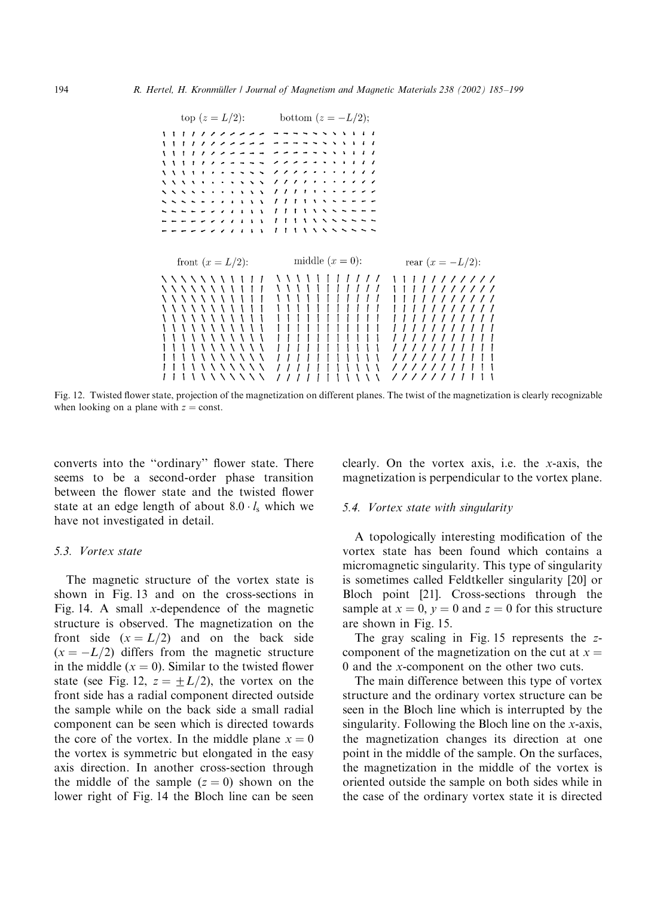top ($z = L/2$): bottom ($z = -L/2$);

front ($x = L/2$): middle ($x = 0$): rear ($x = -L/2$):

Fig. 12. Twisted flower state, projection of the magnetization on different planes. The twist of the magnetization is clearly recognizable when looking on a plane with $z = \text{const}$.

converts into the "ordinary" flower state. There seems to be a second-order phase transition between the flower state and the twisted flower state at an edge length of about $8.0 \cdot l_s$ which we have not investigated in detail.

### 5.3. Vortex state

The magnetic structure of the vortex state is shown in Fig. 13 and on the cross-sections in Fig. 14. A small $x$-dependence of the magnetic structure is observed. The magnetization on the front side ($x = L/2$) and on the back side ($x = -L/2$) differs from the magnetic structure in the middle ($x = 0$). Similar to the twisted flower state (see Fig. 12, $z = \pm L/2$), the vortex on the front side has a radial component directed outside the sample while on the back side a small radial component can be seen which is directed towards the core of the vortex. In the middle plane $x = 0$ the vortex is symmetric but elongated in the easy axis direction. In another cross-section through the middle of the sample ($z = 0$) shown on the lower right of Fig. 14 the Bloch line can be seen clearly. On the vortex axis, i.e. the $x$-axis, the magnetization is perpendicular to the vortex plane.

### 5.4. Vortex state with singularity

A topologically interesting modification of the vortex state has been found which contains a micromagnetic singularity. This type of singularity is sometimes called Feldtkeller singularity [20] or Bloch point [21]. Cross-sections through the sample at $x = 0$, $y = 0$ and $z = 0$ for this structure are shown in Fig. 15.

The gray scaling in Fig. 15 represents the $z$-component of the magnetization on the cut at $x = 0$ and the $x$-component on the other two cuts.

The main difference between this type of vortex structure and the ordinary vortex structure can be seen in the Bloch line which is interrupted by the singularity. Following the Bloch line on the $x$-axis, the magnetization changes its direction at one point in the middle of the sample. On the surfaces, the magnetization in the middle of the vortex is oriented outside the sample on both sides while in the case of the ordinary vortex state it is directed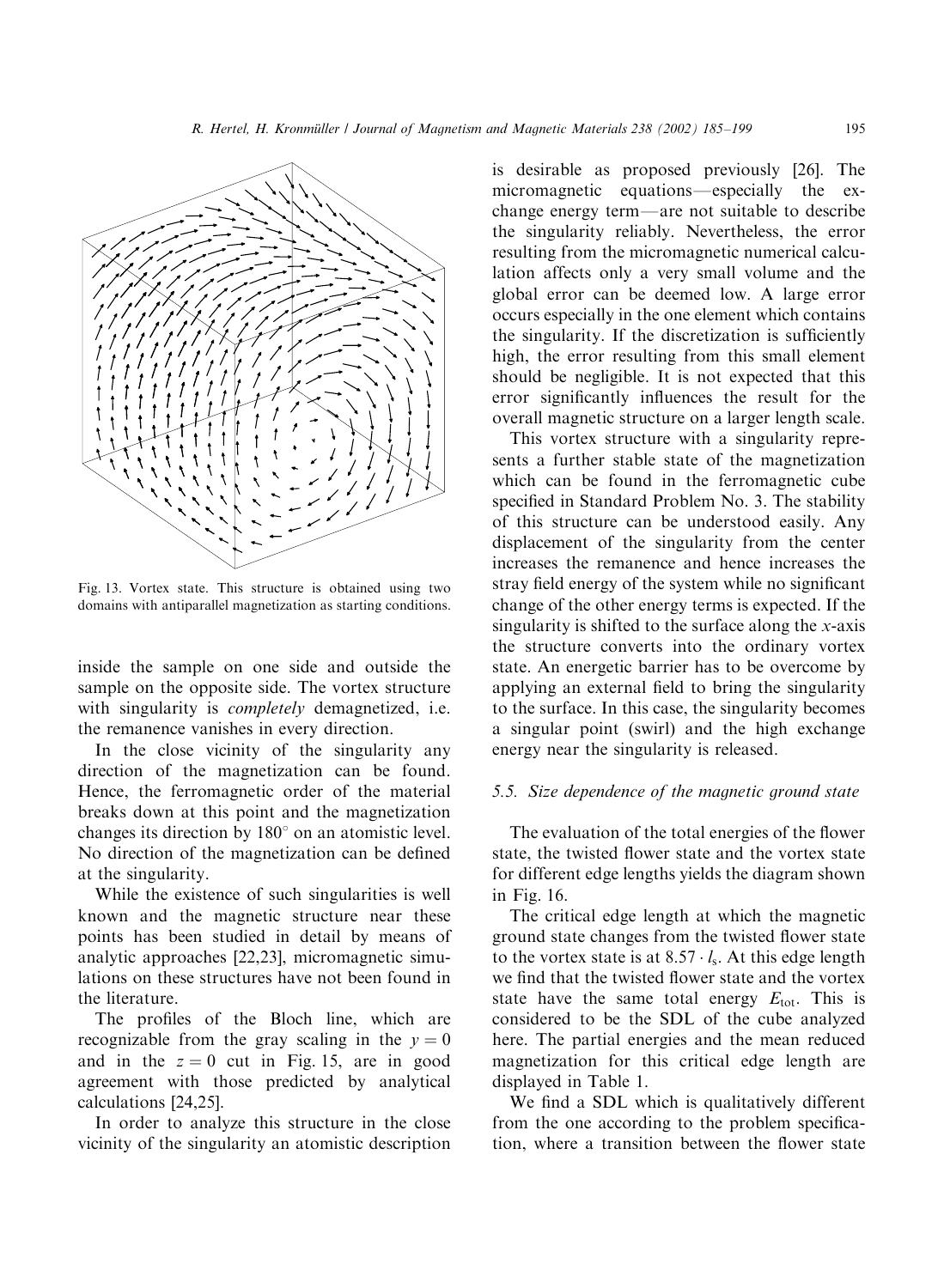Fig. 13. Vortex state. This structure is obtained using two domains with antiparallel magnetization as starting conditions.

inside the sample on one side and outside the sample on the opposite side. The vortex structure with singularity is *completely* demagnetized, i.e. the remanence vanishes in every direction.

In the close vicinity of the singularity any direction of the magnetization can be found. Hence, the ferromagnetic order of the material breaks down at this point and the magnetization changes its direction by 180° on an atomistic level. No direction of the magnetization can be defined at the singularity.

While the existence of such singularities is well known and the magnetic structure near these points has been studied in detail by means of analytic approaches [22,23], micromagnetic simulations on these structures have not been found in the literature.

The profiles of the Bloch line, which are recognizable from the gray scaling in the $y = 0$ and in the $z = 0$ cut in Fig. 15, are in good agreement with those predicted by analytical calculations [24,25].

In order to analyze this structure in the close vicinity of the singularity an atomistic description is desirable as proposed previously [26]. The micromagnetic equations—especially the exchange energy term—are not suitable to describe the singularity reliably. Nevertheless, the error resulting from the micromagnetic numerical calculation affects only a very small volume and the global error can be deemed low. A large error occurs especially in the one element which contains the singularity. If the discretization is sufficiently high, the error resulting from this small element should be negligible. It is not expected that this error significantly influences the result for the overall magnetic structure on a larger length scale.

This vortex structure with a singularity represents a further stable state of the magnetization which can be found in the ferromagnetic cube specified in Standard Problem No. 3. The stability of this structure can be understood easily. Any displacement of the singularity from the center increases the remanence and hence increases the stray field energy of the system while no significant change of the other energy terms is expected. If the singularity is shifted to the surface along the $x$-axis the structure converts into the ordinary vortex state. An energetic barrier has to be overcome by applying an external field to bring the singularity to the surface. In this case, the singularity becomes a singular point (swirl) and the high exchange energy near the singularity is released.

### 5.5. Size dependence of the magnetic ground state

The evaluation of the total energies of the flower state, the twisted flower state and the vortex state for different edge lengths yields the diagram shown in Fig. 16.

The critical edge length at which the magnetic ground state changes from the twisted flower state to the vortex state is at $8.57 \cdot l_s$. At this edge length we find that the twisted flower state and the vortex state have the same total energy $E_{tot}$. This is considered to be the SDL of the cube analyzed here. The partial energies and the mean reduced magnetization for this critical edge length are displayed in Table 1.

We find a SDL which is qualitatively different from the one according to the problem specification, where a transition between the flower state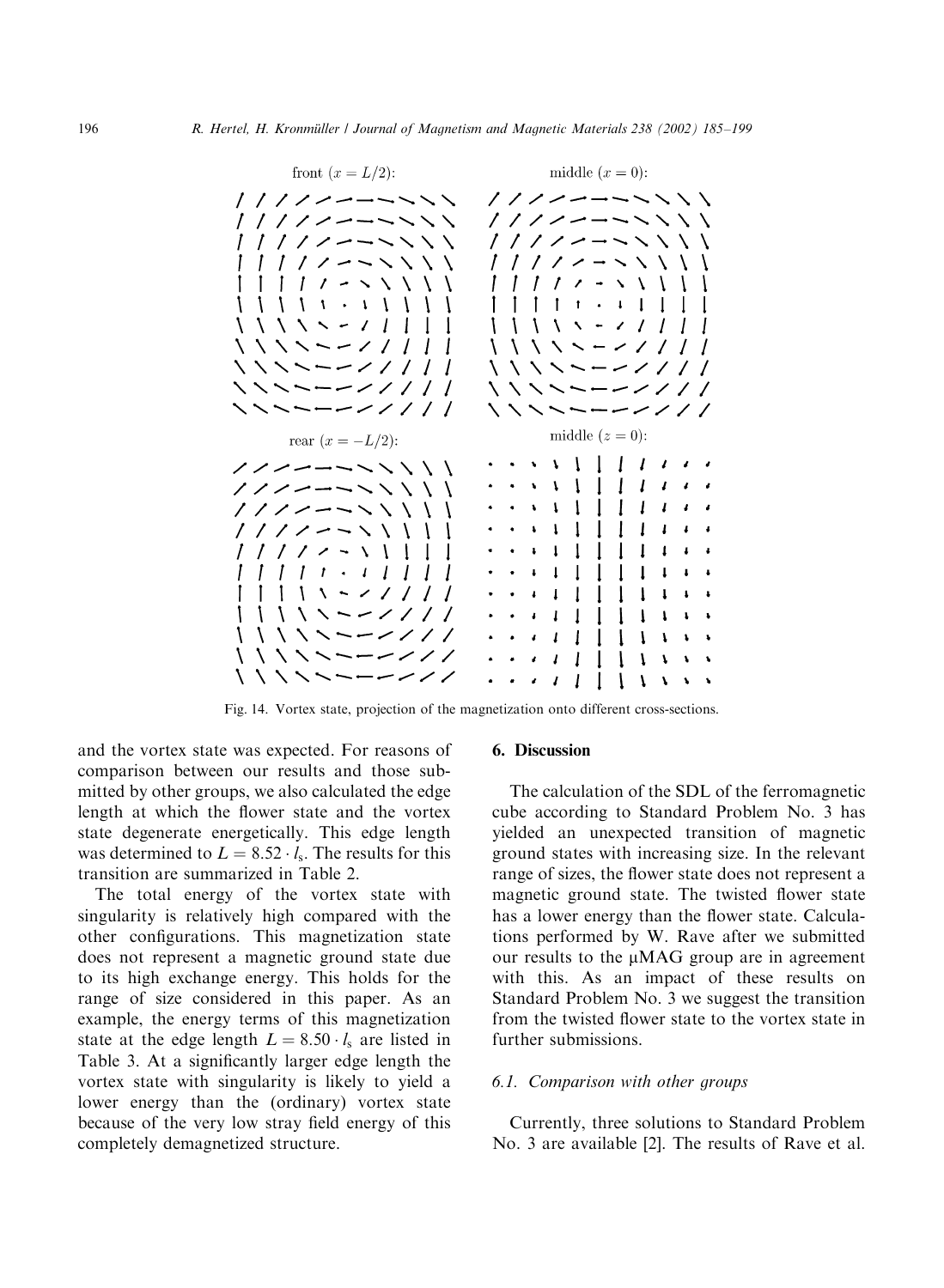front ($x = L/2$):

middle ($x = 0$):

rear ($x = -L/2$):

middle ($z = 0$):

Fig. 14. Vortex state, projection of the magnetization onto different cross-sections.

and the vortex state was expected. For reasons of comparison between our results and those submitted by other groups, we also calculated the edge length at which the flower state and the vortex state degenerate energetically. This edge length was determined to $L = 8.52 \cdot l_s$. The results for this transition are summarized in Table 2.

The total energy of the vortex state with singularity is relatively high compared with the other configurations. This magnetization state does not represent a magnetic ground state due to its high exchange energy. This holds for the range of size considered in this paper. As an example, the energy terms of this magnetization state at the edge length $L = 8.50 \cdot l_s$ are listed in Table 3. At a significantly larger edge length the vortex state with singularity is likely to yield a lower energy than the (ordinary) vortex state because of the very low stray field energy of this completely demagnetized structure.

## 6. Discussion

The calculation of the SDL of the ferromagnetic cube according to Standard Problem No. 3 has yielded an unexpected transition of magnetic ground states with increasing size. In the relevant range of sizes, the flower state does not represent a magnetic ground state. The twisted flower state has a lower energy than the flower state. Calculations performed by W. Rave after we submitted our results to the μMAG group are in agreement with this. As an impact of these results on Standard Problem No. 3 we suggest the transition from the twisted flower state to the vortex state in further submissions.

### 6.1. Comparison with other groups

Currently, three solutions to Standard Problem No. 3 are available [2]. The results of Rave et al.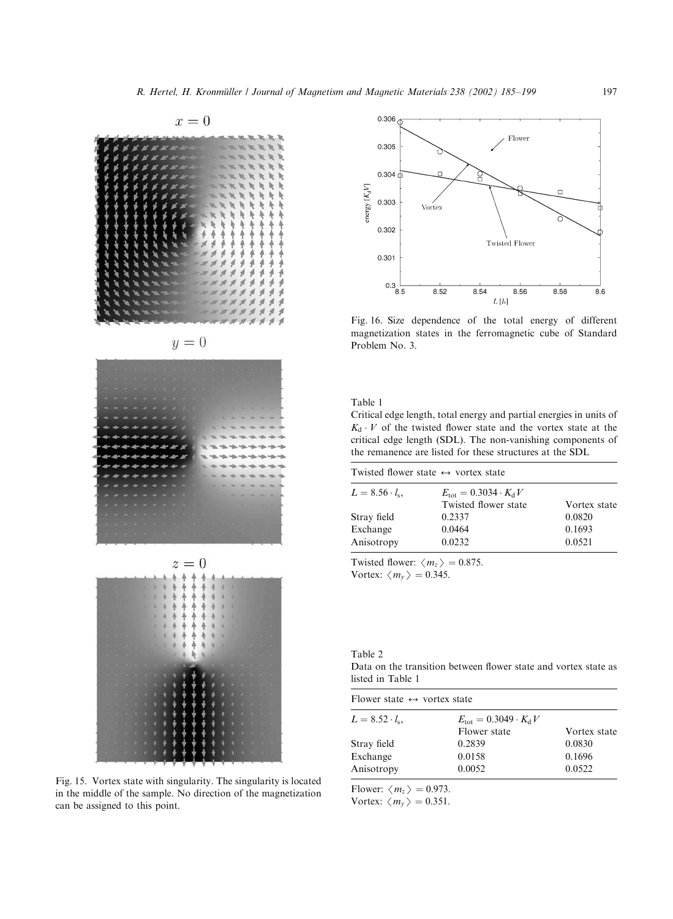Fig. 15. Vortex state with singularity. The singularity is located in the middle of the sample. No direction of the magnetization can be assigned to this point.

Fig. 16. Size dependence of the total energy of different magnetization states in the ferromagnetic cube of Standard Problem No. 3.

Table 1

Critical edge length, total energy and partial energies in units of $K_d \cdot V$ of the twisted flower state and the vortex state at the critical edge length (SDL). The non-vanishing components of the remanence are listed for these structures at the SDL

| Twisted flower state $\leftrightarrow$ vortex state | | |
|---|---|---|
| $L = 8.56 \cdot l_s$, | $E_{tot} = 0.3034 \cdot K_d V$ | |
| | Twisted flower state | Vortex state |
| Stray field | 0.2337 | 0.0820 |
| Exchange | 0.0464 | 0.1693 |
| Anisotropy | 0.0232 | 0.0521 |

Twisted flower: $\langle m_z \rangle = 0.875$.
Vortex: $\langle m_y \rangle = 0.345$.

Table 2

Data on the transition between flower state and vortex state as listed in Table 1

| Flower state $\leftrightarrow$ vortex state | | |
|---|---|---|
| $L = 8.52 \cdot l_s$, | $E_{tot} = 0.3049 \cdot K_d V$ | |
| | Flower state | Vortex state |
| Stray field | 0.2839 | 0.0830 |
| Exchange | 0.0158 | 0.1696 |
| Anisotropy | 0.0052 | 0.0522 |

Flower: $\langle m_z \rangle = 0.973$.
Vortex: $\langle m_y \rangle = 0.351$.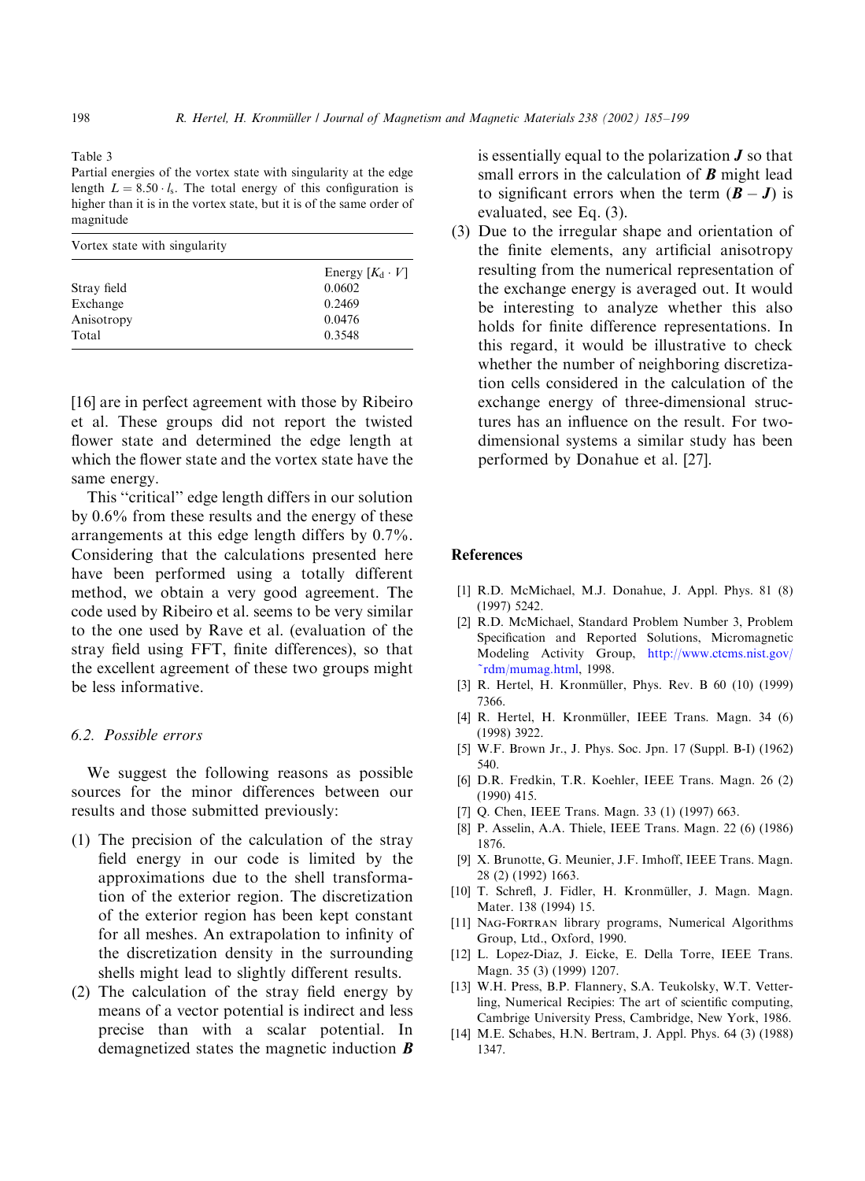Table 3
Partial energies of the vortex state with singularity at the edge length $L = 8.50 \cdot l_s$. The total energy of this configuration is higher than it is in the vortex state, but it is of the same order of magnitude

| Vortex state with singularity | |
|---|---|
| | Energy $[K_d \cdot V]$ |
| Stray field | 0.0602 |
| Exchange | 0.2469 |
| Anisotropy | 0.0476 |
| Total | 0.3548 |

[16] are in perfect agreement with those by Ribeiro et al. These groups did not report the twisted flower state and determined the edge length at which the flower state and the vortex state have the same energy.

This "critical" edge length differs in our solution by 0.6% from these results and the energy of these arrangements at this edge length differs by 0.7%. Considering that the calculations presented here have been performed using a totally different method, we obtain a very good agreement. The code used by Ribeiro et al. seems to be very similar to the one used by Rave et al. (evaluation of the stray field using FFT, finite differences), so that the excellent agreement of these two groups might be less informative.

### 6.2. Possible errors

We suggest the following reasons as possible sources for the minor differences between our results and those submitted previously:

(1) The precision of the calculation of the stray field energy in our code is limited by the approximations due to the shell transformation of the exterior region. The discretization of the exterior region has been kept constant for all meshes. An extrapolation to infinity of the discretization density in the surrounding shells might lead to slightly different results.

(2) The calculation of the stray field energy by means of a vector potential is indirect and less precise than with a scalar potential. In demagnetized states the magnetic induction $\boldsymbol{B}$ is essentially equal to the polarization $\boldsymbol{J}$ so that small errors in the calculation of $\boldsymbol{B}$ might lead to significant errors when the term $(\boldsymbol{B} - \boldsymbol{J})$ is evaluated, see Eq. (3).

(3) Due to the irregular shape and orientation of the finite elements, any artificial anisotropy resulting from the numerical representation of the exchange energy is averaged out. It would be interesting to analyze whether this also holds for finite difference representations. In this regard, it would be illustrative to check whether the number of neighboring discretization cells considered in the calculation of the exchange energy of three-dimensional structures has an influence on the result. For two-dimensional systems a similar study has been performed by Donahue et al. [27].

## References

[1] R.D. McMichael, M.J. Donahue, J. Appl. Phys. 81 (8) (1997) 5242.

[2] R.D. McMichael, Standard Problem Number 3, Problem Specification and Reported Solutions, Micromagnetic Modeling Activity Group, http://www.ctcms.nist.gov/~rdm/mumag.html, 1998.

[3] R. Hertel, H. Kronmüller, Phys. Rev. B 60 (10) (1999) 7366.

[4] R. Hertel, H. Kronmüller, IEEE Trans. Magn. 34 (6) (1998) 3922.

[5] W.F. Brown Jr., J. Phys. Soc. Jpn. 17 (Suppl. B-I) (1962) 540.

[6] D.R. Fredkin, T.R. Koehler, IEEE Trans. Magn. 26 (2) (1990) 415.

[7] Q. Chen, IEEE Trans. Magn. 33 (1) (1997) 663.

[8] P. Asselin, A.A. Thiele, IEEE Trans. Magn. 22 (6) (1986) 1876.

[9] X. Brunotte, G. Meunier, J.F. Imhoff, IEEE Trans. Magn. 28 (2) (1992) 1663.

[10] T. Schrefl, J. Fidler, H. Kronmüller, J. Magn. Magn. Mater. 138 (1994) 15.

[11] NAG-FORTRAN library programs, Numerical Algorithms Group, Ltd., Oxford, 1990.

[12] L. Lopez-Diaz, J. Eicke, E. Della Torre, IEEE Trans. Magn. 35 (3) (1999) 1207.

[13] W.H. Press, B.P. Flannery, S.A. Teukolsky, W.T. Vetterling, Numerical Recipies: The art of scientific computing, Cambrige University Press, Cambridge, New York, 1986.

[14] M.E. Schabes, H.N. Bertram, J. Appl. Phys. 64 (3) (1988) 1347.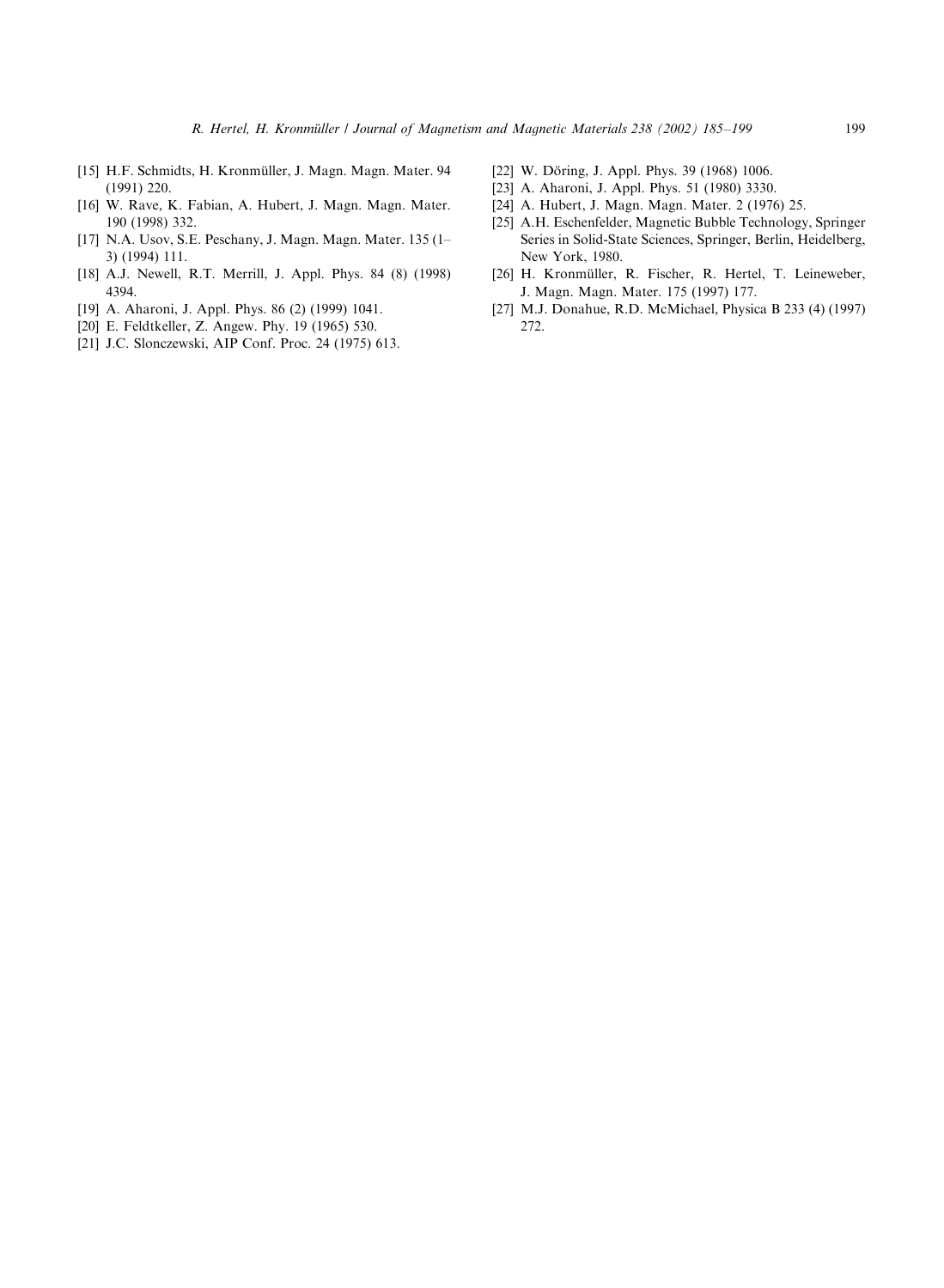[15] H.F. Schmidts, H. Kronmüller, J. Magn. Magn. Mater. 94 (1991) 220.
[16] W. Rave, K. Fabian, A. Hubert, J. Magn. Magn. Mater. 190 (1998) 332.
[17] N.A. Usov, S.E. Peschany, J. Magn. Magn. Mater. 135 (1–3) (1994) 111.
[18] A.J. Newell, R.T. Merrill, J. Appl. Phys. 84 (8) (1998) 4394.
[19] A. Aharoni, J. Appl. Phys. 86 (2) (1999) 1041.
[20] E. Feldtkeller, Z. Angew. Phy. 19 (1965) 530.
[21] J.C. Slonczewski, AIP Conf. Proc. 24 (1975) 613.
[22] W. Döring, J. Appl. Phys. 39 (1968) 1006.
[23] A. Aharoni, J. Appl. Phys. 51 (1980) 3330.
[24] A. Hubert, J. Magn. Magn. Mater. 2 (1976) 25.
[25] A.H. Eschenfelder, Magnetic Bubble Technology, Springer Series in Solid-State Sciences, Springer, Berlin, Heidelberg, New York, 1980.
[26] H. Kronmüller, R. Fischer, R. Hertel, T. Leineweber, J. Magn. Magn. Mater. 175 (1997) 177.
[27] M.J. Donahue, R.D. McMichael, Physica B 233 (4) (1997) 272.